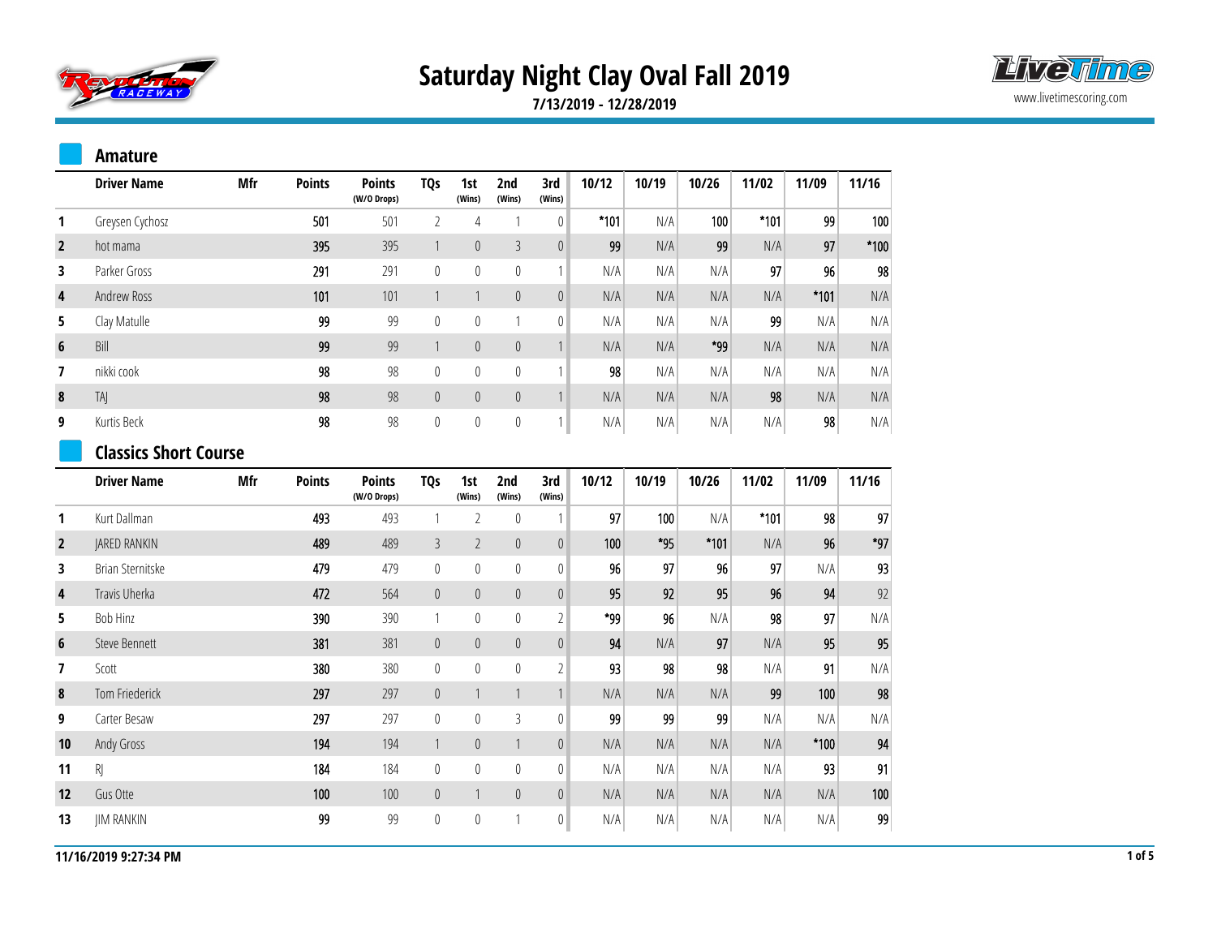# Saturday Night Clay Oval Fall 2019

**7/13/2019 - 12/28/2019**

www.livetimescoring.com

## Amature

| | Driver Name | Mfr | Points | Points (W/O Drops) | TQs | 1st (Wins) | 2nd (Wins) | 3rd (Wins) | 10/12 | 10/19 | 10/26 | 11/02 | 11/09 | 11/16 |
|---|---|---|---|---|---|---|---|---|---|---|---|---|---|---|
| 1 | Greysen Cychosz | | 501 | 501 | 2 | 4 | 1 | 0 | *101 | N/A | 100 | *101 | 99 | 100 |
| 2 | hot mama | | 395 | 395 | 1 | 0 | 3 | 0 | 99 | N/A | 99 | N/A | 97 | *100 |
| 3 | Parker Gross | | 291 | 291 | 0 | 0 | 0 | 1 | N/A | N/A | N/A | 97 | 96 | 98 |
| 4 | Andrew Ross | | 101 | 101 | 1 | 1 | 0 | 0 | N/A | N/A | N/A | N/A | *101 | N/A |
| 5 | Clay Matulle | | 99 | 99 | 0 | 0 | 1 | 0 | N/A | N/A | N/A | 99 | N/A | N/A |
| 6 | Bill | | 99 | 99 | 1 | 0 | 0 | 1 | N/A | N/A | *99 | N/A | N/A | N/A |
| 7 | nikki cook | | 98 | 98 | 0 | 0 | 0 | 1 | 98 | N/A | N/A | N/A | N/A | N/A |
| 8 | TAJ | | 98 | 98 | 0 | 0 | 0 | 1 | N/A | N/A | N/A | 98 | N/A | N/A |
| 9 | Kurtis Beck | | 98 | 98 | 0 | 0 | 0 | 1 | N/A | N/A | N/A | N/A | 98 | N/A |

## Classics Short Course

| | Driver Name | Mfr | Points | Points (W/O Drops) | TQs | 1st (Wins) | 2nd (Wins) | 3rd (Wins) | 10/12 | 10/19 | 10/26 | 11/02 | 11/09 | 11/16 |
|---|---|---|---|---|---|---|---|---|---|---|---|---|---|---|
| 1 | Kurt Dallman | | 493 | 493 | 1 | 2 | 0 | 1 | 97 | 100 | N/A | *101 | 98 | 97 |
| 2 | JARED RANKIN | | 489 | 489 | 3 | 2 | 0 | 0 | 100 | *95 | *101 | N/A | 96 | *97 |
| 3 | Brian Sternitske | | 479 | 479 | 0 | 0 | 0 | 0 | 96 | 97 | 96 | 97 | N/A | 93 |
| 4 | Travis Uherka | | 472 | 564 | 0 | 0 | 0 | 0 | 95 | 92 | 95 | 96 | 94 | 92 |
| 5 | Bob Hinz | | 390 | 390 | 1 | 0 | 0 | 2 | *99 | 96 | N/A | 98 | 97 | N/A |
| 6 | Steve Bennett | | 381 | 381 | 0 | 0 | 0 | 0 | 94 | N/A | 97 | N/A | 95 | 95 |
| 7 | Scott | | 380 | 380 | 0 | 0 | 0 | 2 | 93 | 98 | 98 | N/A | 91 | N/A |
| 8 | Tom Friederick | | 297 | 297 | 0 | 1 | 1 | 1 | N/A | N/A | N/A | 99 | 100 | 98 |
| 9 | Carter Besaw | | 297 | 297 | 0 | 0 | 3 | 0 | 99 | 99 | 99 | N/A | N/A | N/A |
| 10 | Andy Gross | | 194 | 194 | 1 | 0 | 1 | 0 | N/A | N/A | N/A | N/A | *100 | 94 |
| 11 | RJ | | 184 | 184 | 0 | 0 | 0 | 0 | N/A | N/A | N/A | N/A | 93 | 91 |
| 12 | Gus Otte | | 100 | 100 | 0 | 1 | 0 | 0 | N/A | N/A | N/A | N/A | N/A | 100 |
| 13 | JIM RANKIN | | 99 | 99 | 0 | 0 | 1 | 0 | N/A | N/A | N/A | N/A | N/A | 99 |

11/16/2019 9:27:34 PM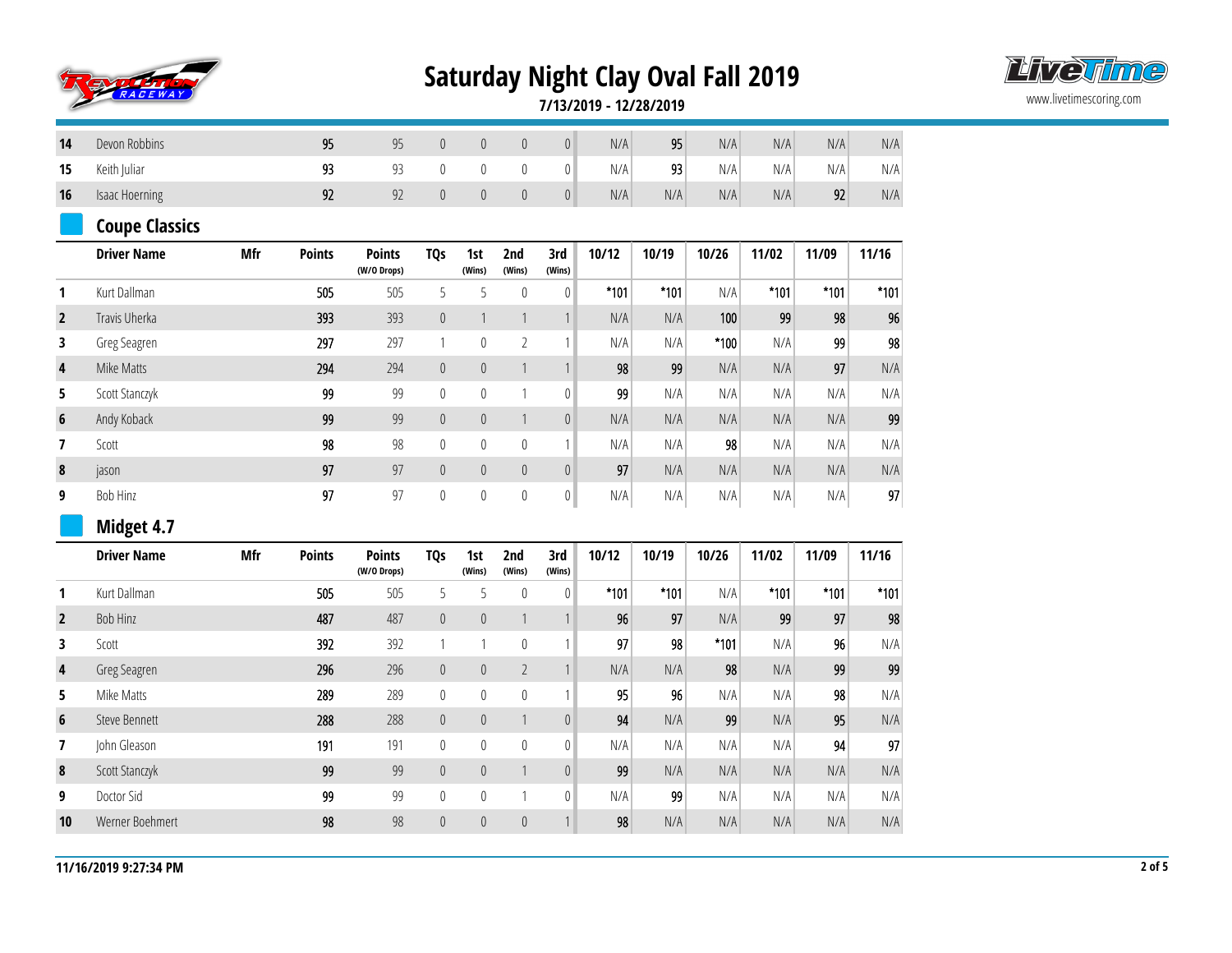# Saturday Night Clay Oval Fall 2019

**7/13/2019 - 12/28/2019**

www.livetimescoring.com

| | Driver Name | Mfr | Points | Points (W/O Drops) | TQs | 1st (Wins) | 2nd (Wins) | 3rd (Wins) | 10/12 | 10/19 | 10/26 | 11/02 | 11/09 | 11/16 |
|---|---|---|---|---|---|---|---|---|---|---|---|---|---|---|
| 14 | Devon Robbins | | 95 | 95 | 0 | 0 | 0 | 0 | N/A | 95 | N/A | N/A | N/A | N/A |
| 15 | Keith Juliar | | 93 | 93 | 0 | 0 | 0 | 0 | N/A | 93 | N/A | N/A | N/A | N/A |
| 16 | Isaac Hoerning | | 92 | 92 | 0 | 0 | 0 | 0 | N/A | N/A | N/A | N/A | 92 | N/A |

## Coupe Classics

| | Driver Name | Mfr | Points | Points (W/O Drops) | TQs | 1st (Wins) | 2nd (Wins) | 3rd (Wins) | 10/12 | 10/19 | 10/26 | 11/02 | 11/09 | 11/16 |
|---|---|---|---|---|---|---|---|---|---|---|---|---|---|---|
| 1 | Kurt Dallman | | 505 | 505 | 5 | 5 | 0 | 0 | *101 | *101 | N/A | *101 | *101 | *101 |
| 2 | Travis Uherka | | 393 | 393 | 0 | 1 | 1 | 1 | N/A | N/A | 100 | 99 | 98 | 96 |
| 3 | Greg Seagren | | 297 | 297 | 1 | 0 | 2 | 1 | N/A | N/A | *100 | N/A | 99 | 98 |
| 4 | Mike Matts | | 294 | 294 | 0 | 0 | 1 | 1 | 98 | 99 | N/A | N/A | 97 | N/A |
| 5 | Scott Stanczyk | | 99 | 99 | 0 | 0 | 1 | 0 | 99 | N/A | N/A | N/A | N/A | N/A |
| 6 | Andy Koback | | 99 | 99 | 0 | 0 | 1 | 0 | N/A | N/A | N/A | N/A | N/A | 99 |
| 7 | Scott | | 98 | 98 | 0 | 0 | 0 | 1 | N/A | N/A | 98 | N/A | N/A | N/A |
| 8 | jason | | 97 | 97 | 0 | 0 | 0 | 0 | 97 | N/A | N/A | N/A | N/A | N/A |
| 9 | Bob Hinz | | 97 | 97 | 0 | 0 | 0 | 0 | N/A | N/A | N/A | N/A | N/A | 97 |

## Midget 4.7

| | Driver Name | Mfr | Points | Points (W/O Drops) | TQs | 1st (Wins) | 2nd (Wins) | 3rd (Wins) | 10/12 | 10/19 | 10/26 | 11/02 | 11/09 | 11/16 |
|---|---|---|---|---|---|---|---|---|---|---|---|---|---|---|
| 1 | Kurt Dallman | | 505 | 505 | 5 | 5 | 0 | 0 | *101 | *101 | N/A | *101 | *101 | *101 |
| 2 | Bob Hinz | | 487 | 487 | 0 | 0 | 1 | 1 | 96 | 97 | N/A | 99 | 97 | 98 |
| 3 | Scott | | 392 | 392 | 1 | 1 | 0 | 1 | 97 | 98 | *101 | N/A | 96 | N/A |
| 4 | Greg Seagren | | 296 | 296 | 0 | 0 | 2 | 1 | N/A | N/A | 98 | N/A | 99 | 99 |
| 5 | Mike Matts | | 289 | 289 | 0 | 0 | 0 | 1 | 95 | 96 | N/A | N/A | 98 | N/A |
| 6 | Steve Bennett | | 288 | 288 | 0 | 0 | 1 | 0 | 94 | N/A | 99 | N/A | 95 | N/A |
| 7 | John Gleason | | 191 | 191 | 0 | 0 | 0 | 0 | N/A | N/A | N/A | N/A | 94 | 97 |
| 8 | Scott Stanczyk | | 99 | 99 | 0 | 0 | 1 | 0 | 99 | N/A | N/A | N/A | N/A | N/A |
| 9 | Doctor Sid | | 99 | 99 | 0 | 0 | 1 | 0 | N/A | 99 | N/A | N/A | N/A | N/A |
| 10 | Werner Boehmert | | 98 | 98 | 0 | 0 | 0 | 1 | 98 | N/A | N/A | N/A | N/A | N/A |

11/16/2019 9:27:34 PM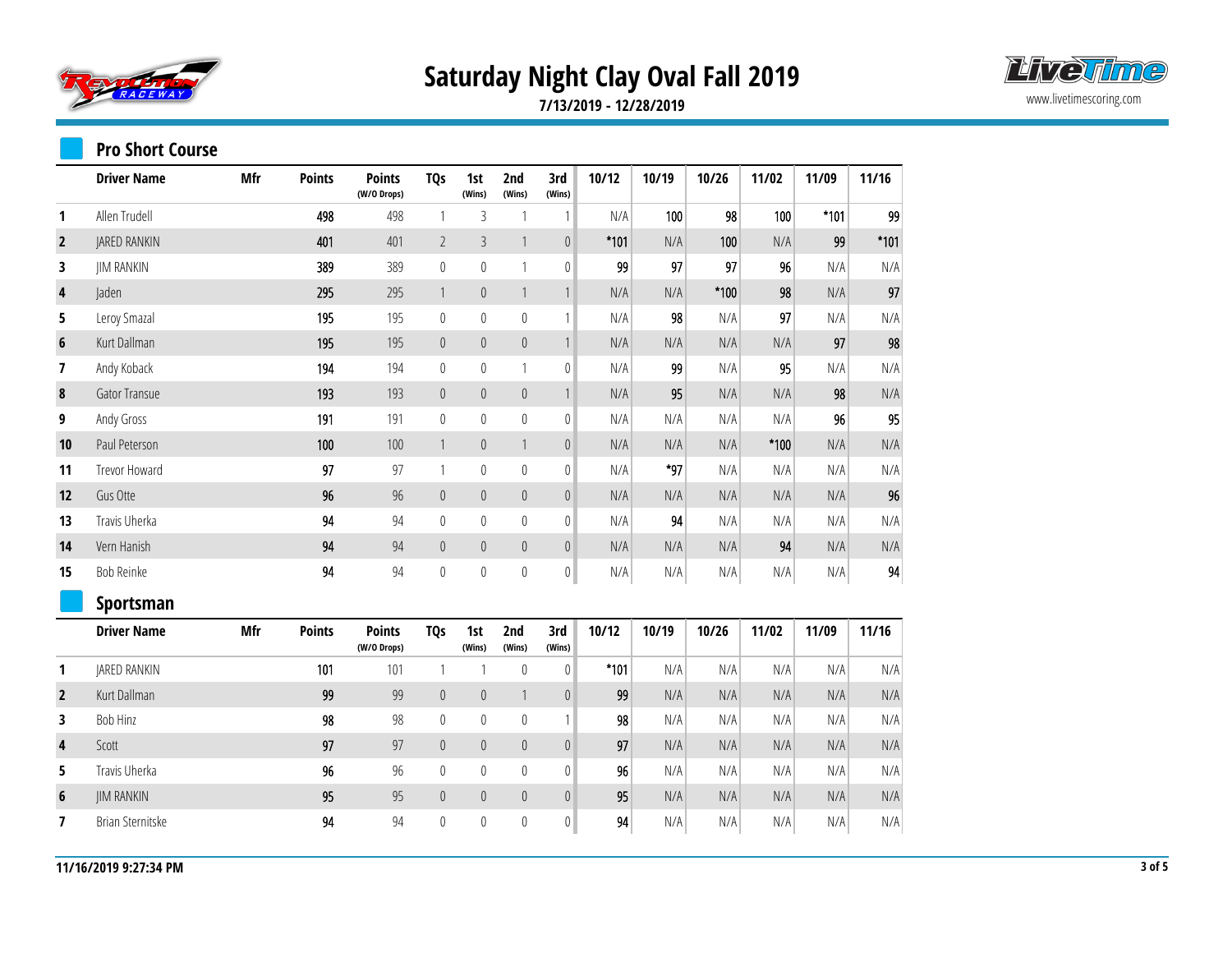# Saturday Night Clay Oval Fall 2019

**7/13/2019 - 12/28/2019**

www.livetimescoring.com

## Pro Short Course

| | Driver Name | Mfr | Points | Points (W/O Drops) | TQs | 1st (Wins) | 2nd (Wins) | 3rd (Wins) | 10/12 | 10/19 | 10/26 | 11/02 | 11/09 | 11/16 |
|---|---|---|---|---|---|---|---|---|---|---|---|---|---|---|
| 1 | Allen Trudell | | 498 | 498 | 1 | 3 | 1 | 1 | N/A | 100 | 98 | 100 | *101 | 99 |
| 2 | JARED RANKIN | | 401 | 401 | 2 | 3 | 1 | 0 | *101 | N/A | 100 | N/A | 99 | *101 |
| 3 | JIM RANKIN | | 389 | 389 | 0 | 0 | 1 | 0 | 99 | 97 | 97 | 96 | N/A | N/A |
| 4 | Jaden | | 295 | 295 | 1 | 0 | 1 | 1 | N/A | N/A | *100 | 98 | N/A | 97 |
| 5 | Leroy Smazal | | 195 | 195 | 0 | 0 | 0 | 1 | N/A | 98 | N/A | 97 | N/A | N/A |
| 6 | Kurt Dallman | | 195 | 195 | 0 | 0 | 0 | 1 | N/A | N/A | N/A | N/A | 97 | 98 |
| 7 | Andy Koback | | 194 | 194 | 0 | 0 | 1 | 0 | N/A | 99 | N/A | 95 | N/A | N/A |
| 8 | Gator Transue | | 193 | 193 | 0 | 0 | 0 | 1 | N/A | 95 | N/A | N/A | 98 | N/A |
| 9 | Andy Gross | | 191 | 191 | 0 | 0 | 0 | 0 | N/A | N/A | N/A | N/A | 96 | 95 |
| 10 | Paul Peterson | | 100 | 100 | 1 | 0 | 1 | 0 | N/A | N/A | N/A | *100 | N/A | N/A |
| 11 | Trevor Howard | | 97 | 97 | 1 | 0 | 0 | 0 | N/A | *97 | N/A | N/A | N/A | N/A |
| 12 | Gus Otte | | 96 | 96 | 0 | 0 | 0 | 0 | N/A | N/A | N/A | N/A | N/A | 96 |
| 13 | Travis Uherka | | 94 | 94 | 0 | 0 | 0 | 0 | N/A | 94 | N/A | N/A | N/A | N/A |
| 14 | Vern Hanish | | 94 | 94 | 0 | 0 | 0 | 0 | N/A | N/A | N/A | 94 | N/A | N/A |
| 15 | Bob Reinke | | 94 | 94 | 0 | 0 | 0 | 0 | N/A | N/A | N/A | N/A | N/A | 94 |

## Sportsman

| | Driver Name | Mfr | Points | Points (W/O Drops) | TQs | 1st (Wins) | 2nd (Wins) | 3rd (Wins) | 10/12 | 10/19 | 10/26 | 11/02 | 11/09 | 11/16 |
|---|---|---|---|---|---|---|---|---|---|---|---|---|---|---|
| 1 | JARED RANKIN | | 101 | 101 | 1 | 1 | 0 | 0 | *101 | N/A | N/A | N/A | N/A | N/A |
| 2 | Kurt Dallman | | 99 | 99 | 0 | 0 | 1 | 0 | 99 | N/A | N/A | N/A | N/A | N/A |
| 3 | Bob Hinz | | 98 | 98 | 0 | 0 | 0 | 1 | 98 | N/A | N/A | N/A | N/A | N/A |
| 4 | Scott | | 97 | 97 | 0 | 0 | 0 | 0 | 97 | N/A | N/A | N/A | N/A | N/A |
| 5 | Travis Uherka | | 96 | 96 | 0 | 0 | 0 | 0 | 96 | N/A | N/A | N/A | N/A | N/A |
| 6 | JIM RANKIN | | 95 | 95 | 0 | 0 | 0 | 0 | 95 | N/A | N/A | N/A | N/A | N/A |
| 7 | Brian Sternitske | | 94 | 94 | 0 | 0 | 0 | 0 | 94 | N/A | N/A | N/A | N/A | N/A |

11/16/2019 9:27:34 PM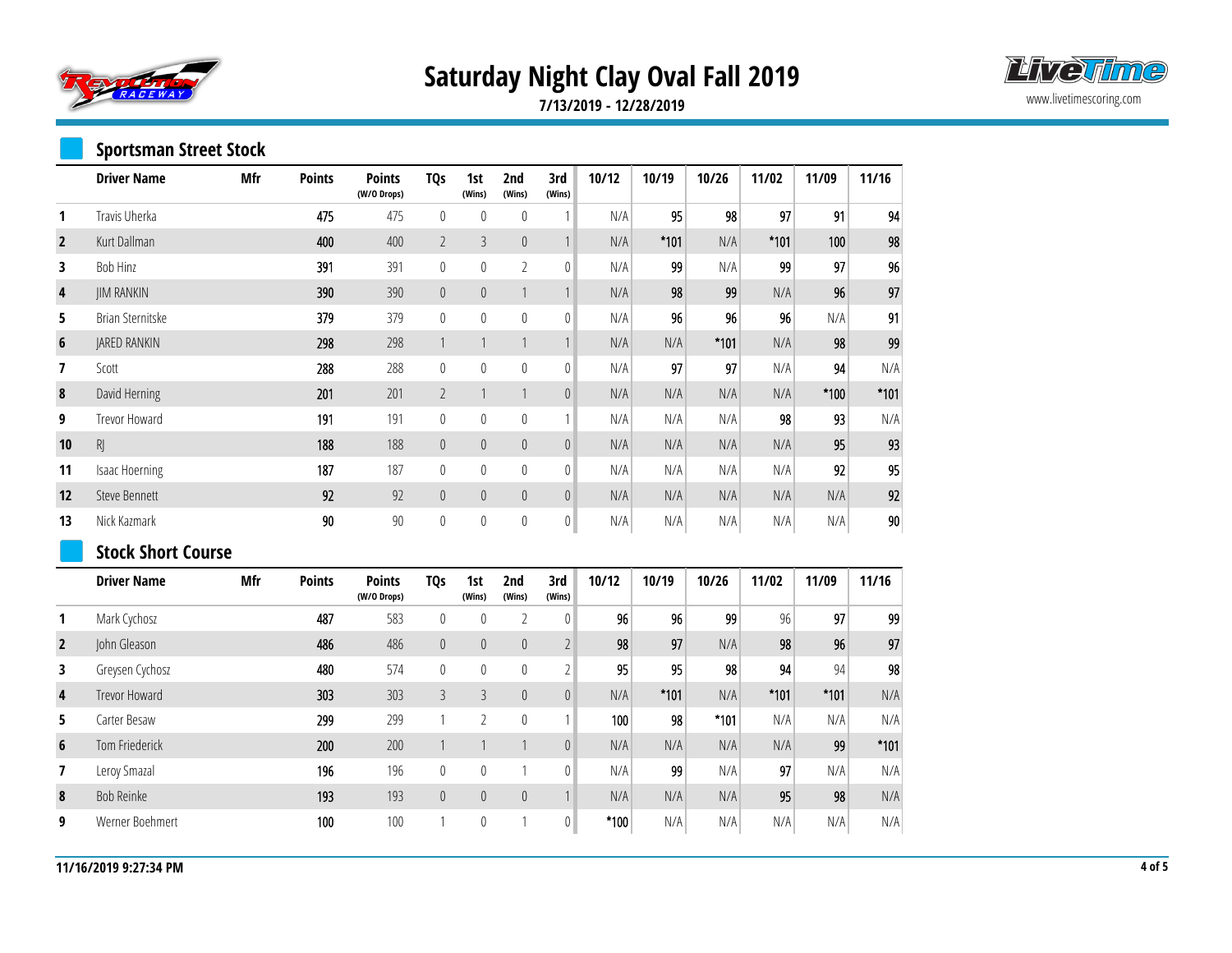# Saturday Night Clay Oval Fall 2019

**7/13/2019 - 12/28/2019**

www.livetimescoring.com

## Sportsman Street Stock

| | Driver Name | Mfr | Points | Points (W/O Drops) | TQs | 1st (Wins) | 2nd (Wins) | 3rd (Wins) | 10/12 | 10/19 | 10/26 | 11/02 | 11/09 | 11/16 |
|---|---|---|---|---|---|---|---|---|---|---|---|---|---|---|
| 1 | Travis Uherka | | 475 | 475 | 0 | 0 | 0 | 1 | N/A | 95 | 98 | 97 | 91 | 94 |
| 2 | Kurt Dallman | | 400 | 400 | 2 | 3 | 0 | 1 | N/A | *101 | N/A | *101 | 100 | 98 |
| 3 | Bob Hinz | | 391 | 391 | 0 | 0 | 2 | 0 | N/A | 99 | N/A | 99 | 97 | 96 |
| 4 | JIM RANKIN | | 390 | 390 | 0 | 0 | 1 | 1 | N/A | 98 | 99 | N/A | 96 | 97 |
| 5 | Brian Sternitske | | 379 | 379 | 0 | 0 | 0 | 0 | N/A | 96 | 96 | 96 | N/A | 91 |
| 6 | JARED RANKIN | | 298 | 298 | 1 | 1 | 1 | 1 | N/A | N/A | *101 | N/A | 98 | 99 |
| 7 | Scott | | 288 | 288 | 0 | 0 | 0 | 0 | N/A | 97 | 97 | N/A | 94 | N/A |
| 8 | David Herning | | 201 | 201 | 2 | 1 | 1 | 0 | N/A | N/A | N/A | N/A | *100 | *101 |
| 9 | Trevor Howard | | 191 | 191 | 0 | 0 | 0 | 1 | N/A | N/A | N/A | 98 | 93 | N/A |
| 10 | RJ | | 188 | 188 | 0 | 0 | 0 | 0 | N/A | N/A | N/A | N/A | 95 | 93 |
| 11 | Isaac Hoerning | | 187 | 187 | 0 | 0 | 0 | 0 | N/A | N/A | N/A | N/A | 92 | 95 |
| 12 | Steve Bennett | | 92 | 92 | 0 | 0 | 0 | 0 | N/A | N/A | N/A | N/A | N/A | 92 |
| 13 | Nick Kazmark | | 90 | 90 | 0 | 0 | 0 | 0 | N/A | N/A | N/A | N/A | N/A | 90 |

## Stock Short Course

| | Driver Name | Mfr | Points | Points (W/O Drops) | TQs | 1st (Wins) | 2nd (Wins) | 3rd (Wins) | 10/12 | 10/19 | 10/26 | 11/02 | 11/09 | 11/16 |
|---|---|---|---|---|---|---|---|---|---|---|---|---|---|---|
| 1 | Mark Cychosz | | 487 | 583 | 0 | 0 | 2 | 0 | 96 | 96 | 99 | 96 | 97 | 99 |
| 2 | John Gleason | | 486 | 486 | 0 | 0 | 0 | 2 | 98 | 97 | N/A | 98 | 96 | 97 |
| 3 | Greysen Cychosz | | 480 | 574 | 0 | 0 | 0 | 2 | 95 | 95 | 98 | 94 | 94 | 98 |
| 4 | Trevor Howard | | 303 | 303 | 3 | 3 | 0 | 0 | N/A | *101 | N/A | *101 | *101 | N/A |
| 5 | Carter Besaw | | 299 | 299 | 1 | 2 | 0 | 1 | 100 | 98 | *101 | N/A | N/A | N/A |
| 6 | Tom Friederick | | 200 | 200 | 1 | 1 | 1 | 0 | N/A | N/A | N/A | N/A | 99 | *101 |
| 7 | Leroy Smazal | | 196 | 196 | 0 | 0 | 1 | 0 | N/A | 99 | N/A | 97 | N/A | N/A |
| 8 | Bob Reinke | | 193 | 193 | 0 | 0 | 0 | 1 | N/A | N/A | N/A | 95 | 98 | N/A |
| 9 | Werner Boehmert | | 100 | 100 | 1 | 0 | 1 | 0 | *100 | N/A | N/A | N/A | N/A | N/A |

**11/16/2019 9:27:34 PM**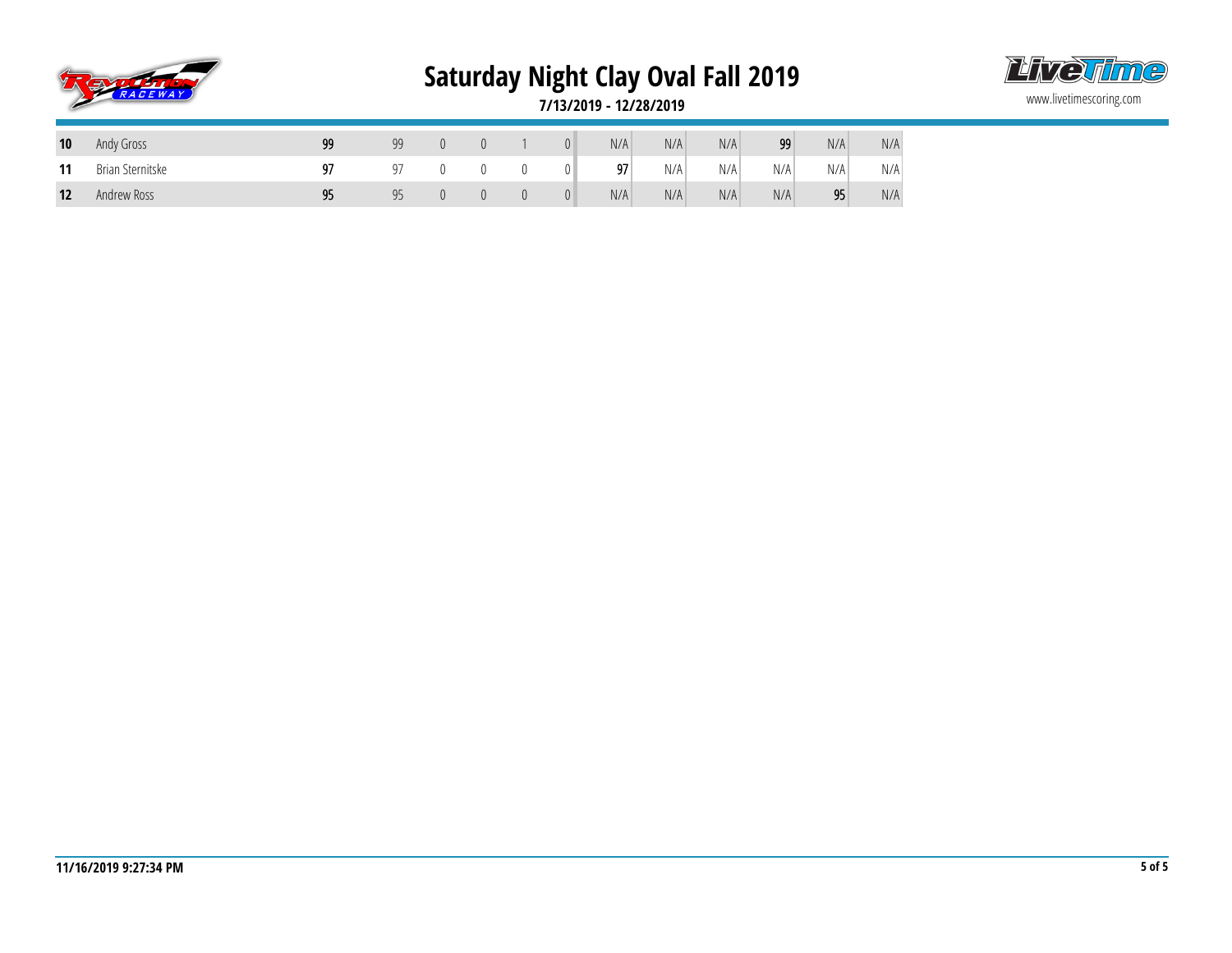# Saturday Night Clay Oval Fall 2019

**7/13/2019 - 12/28/2019**

www.livetimescoring.com

| | | | | | | | | | | | | | |
|---|---|---|---|---|---|---|---|---|---|---|---|---|---|
| **10** | Andy Gross | **99** | 99 | 0 | 0 | 1 | 0 | N/A | N/A | N/A | **99** | N/A | N/A |
| **11** | Brian Sternitske | **97** | 97 | 0 | 0 | 0 | 0 | **97** | N/A | N/A | N/A | N/A | N/A |
| **12** | Andrew Ross | **95** | 95 | 0 | 0 | 0 | 0 | N/A | N/A | N/A | N/A | **95** | N/A |

**11/16/2019 9:27:34 PM**